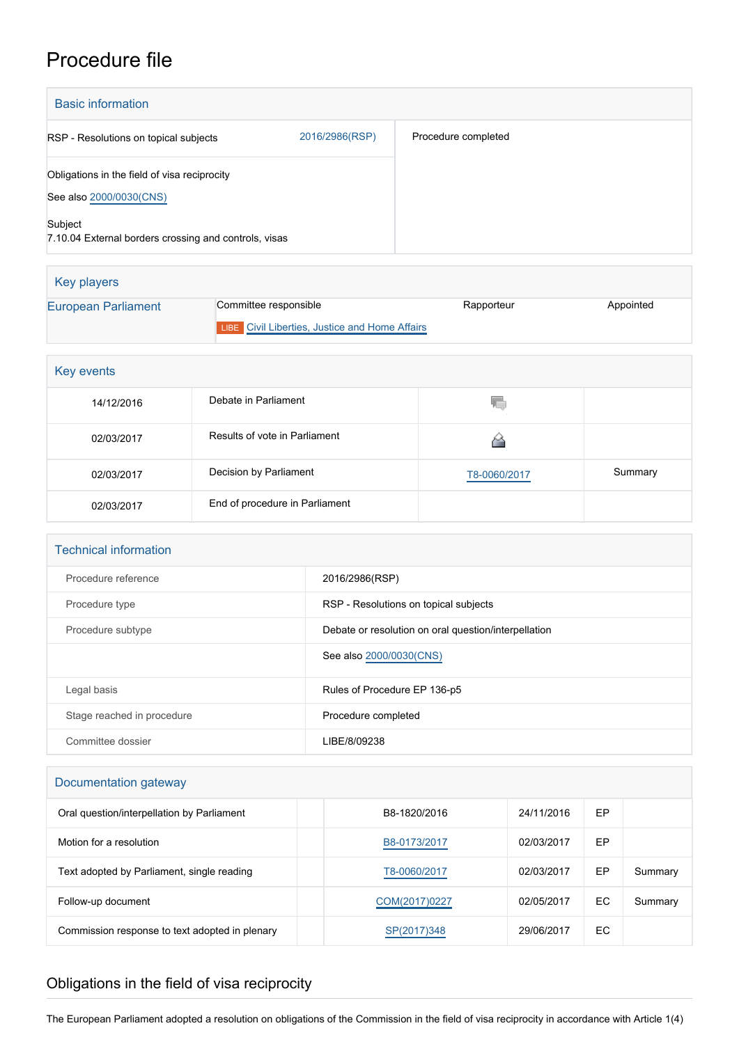# Procedure file

## Basic information

| | | |
|---|---|---|
| RSP - Resolutions on topical subjects | 2016/2986(RSP) | Procedure completed |
| Obligations in the field of visa reciprocity<br>See also 2000/0030(CNS)<br><br>Subject<br>7.10.04 External borders crossing and controls, visas | | |

## Key players

| | | | |
|---|---|---|---|
| European Parliament | Committee responsible | Rapporteur | Appointed |
| | LIBE Civil Liberties, Justice and Home Affairs | | |

## Key events

| | | | |
|---|---|---|---|
| 14/12/2016 | Debate in Parliament | | |
| 02/03/2017 | Results of vote in Parliament | | |
| 02/03/2017 | Decision by Parliament | T8-0060/2017 | Summary |
| 02/03/2017 | End of procedure in Parliament | | |

## Technical information

| | |
|---|---|
| Procedure reference | 2016/2986(RSP) |
| Procedure type | RSP - Resolutions on topical subjects |
| Procedure subtype | Debate or resolution on oral question/interpellation |
| | See also 2000/0030(CNS) |
| Legal basis | Rules of Procedure EP 136-p5 |
| Stage reached in procedure | Procedure completed |
| Committee dossier | LIBE/8/09238 |

## Documentation gateway

| | | | | | |
|---|---|---|---|---|---|
| Oral question/interpellation by Parliament | | B8-1820/2016 | 24/11/2016 | EP | |
| Motion for a resolution | | B8-0173/2017 | 02/03/2017 | EP | |
| Text adopted by Parliament, single reading | | T8-0060/2017 | 02/03/2017 | EP | Summary |
| Follow-up document | | COM(2017)0227 | 02/05/2017 | EC | Summary |
| Commission response to text adopted in plenary | | SP(2017)348 | 29/06/2017 | EC | |

## Obligations in the field of visa reciprocity

The European Parliament adopted a resolution on obligations of the Commission in the field of visa reciprocity in accordance with Article 1(4)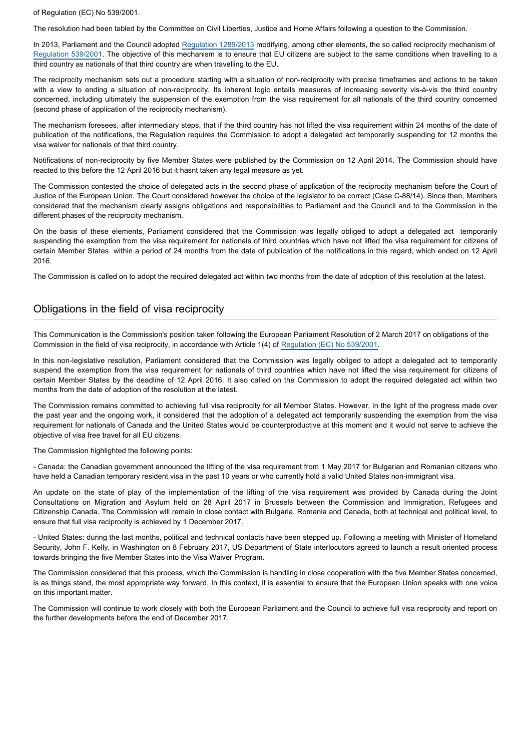of Regulation (EC) No 539/2001.

The resolution had been tabled by the Committee on Civil Liberties, Justice and Home Affairs following a question to the Commission.

In 2013, Parliament and the Council adopted Regulation 1289/2013 modifying, among other elements, the so called reciprocity mechanism of Regulation 539/2001. The objective of this mechanism is to ensure that EU citizens are subject to the same conditions when travelling to a third country as nationals of that third country are when travelling to the EU.

The reciprocity mechanism sets out a procedure starting with a situation of non-reciprocity with precise timeframes and actions to be taken with a view to ending a situation of non-reciprocity. Its inherent logic entails measures of increasing severity vis-à-vis the third country concerned, including ultimately the suspension of the exemption from the visa requirement for all nationals of the third country concerned (second phase of application of the reciprocity mechanism).

The mechanism foresees, after intermediary steps, that if the third country has not lifted the visa requirement within 24 months of the date of publication of the notifications, the Regulation requires the Commission to adopt a delegated act temporarily suspending for 12 months the visa waiver for nationals of that third country.

Notifications of non-reciprocity by five Member States were published by the Commission on 12 April 2014. The Commission should have reacted to this before the 12 April 2016 but it hasnt taken any legal measure as yet.

The Commission contested the choice of delegated acts in the second phase of application of the reciprocity mechanism before the Court of Justice of the European Union. The Court considered however the choice of the legislator to be correct (Case C-88/14). Since then, Members considered that the mechanism clearly assigns obligations and responsibilities to Parliament and the Council and to the Commission in the different phases of the reciprocity mechanism.

On the basis of these elements, Parliament considered that the Commission was legally obliged to adopt a delegated act temporarily suspending the exemption from the visa requirement for nationals of third countries which have not lifted the visa requirement for citizens of certain Member States within a period of 24 months from the date of publication of the notifications in this regard, which ended on 12 April 2016.

The Commission is called on to adopt the required delegated act within two months from the date of adoption of this resolution at the latest.

## Obligations in the field of visa reciprocity

This Communication is the Commission's position taken following the European Parliament Resolution of 2 March 2017 on obligations of the Commission in the field of visa reciprocity, in accordance with Article 1(4) of Regulation (EC) No 539/2001.

In this non-legislative resolution, Parliament considered that the Commission was legally obliged to adopt a delegated act to temporarily suspend the exemption from the visa requirement for nationals of third countries which have not lifted the visa requirement for citizens of certain Member States by the deadline of 12 April 2016. It also called on the Commission to adopt the required delegated act within two months from the date of adoption of the resolution at the latest.

The Commission remains committed to achieving full visa reciprocity for all Member States. However, in the light of the progress made over the past year and the ongoing work, it considered that the adoption of a delegated act temporarily suspending the exemption from the visa requirement for nationals of Canada and the United States would be counterproductive at this moment and it would not serve to achieve the objective of visa free travel for all EU citizens.

The Commission highlighted the following points:

- Canada: the Canadian government announced the lifting of the visa requirement from 1 May 2017 for Bulgarian and Romanian citizens who have held a Canadian temporary resident visa in the past 10 years or who currently hold a valid United States non-immigrant visa.

An update on the state of play of the implementation of the lifting of the visa requirement was provided by Canada during the Joint Consultations on Migration and Asylum held on 28 April 2017 in Brussels between the Commission and Immigration, Refugees and Citizenship Canada. The Commission will remain in close contact with Bulgaria, Romania and Canada, both at technical and political level, to ensure that full visa reciprocity is achieved by 1 December 2017.

- United States: during the last months, political and technical contacts have been stepped up. Following a meeting with Minister of Homeland Security, John F. Kelly, in Washington on 8 February 2017, US Department of State interlocutors agreed to launch a result oriented process towards bringing the five Member States into the Visa Waiver Program.

The Commission considered that this process, which the Commission is handling in close cooperation with the five Member States concerned, is as things stand, the most appropriate way forward. In this context, it is essential to ensure that the European Union speaks with one voice on this important matter.

The Commission will continue to work closely with both the European Parliament and the Council to achieve full visa reciprocity and report on the further developments before the end of December 2017.